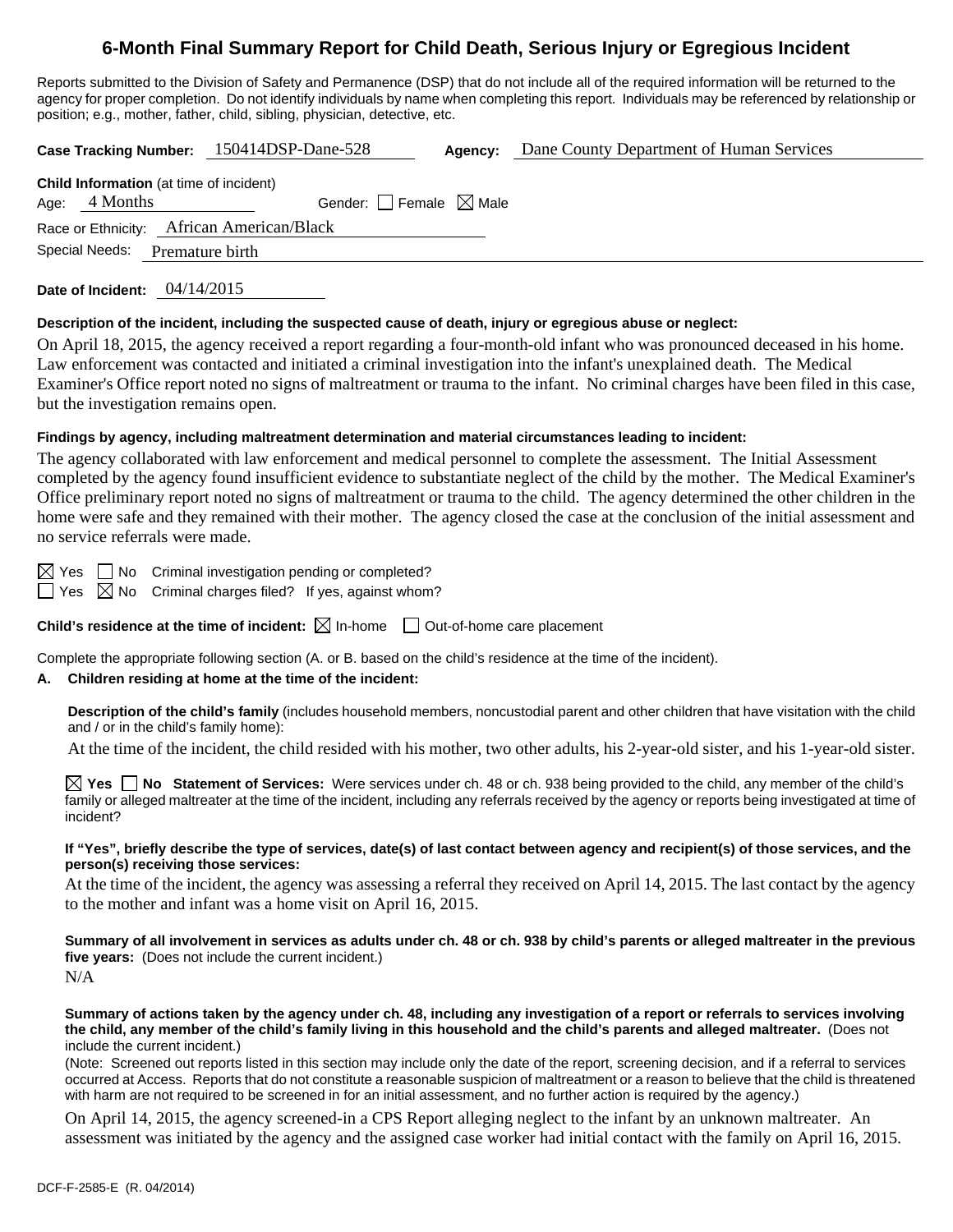# 6-Month Final Summary Report for Child Death, Serious Injury or Egregious Incident

Reports submitted to the Division of Safety and Permanence (DSP) that do not include all of the required information will be returned to the agency for proper completion. Do not identify individuals by name when completing this report. Individuals may be referenced by relationship or position; e.g., mother, father, child, sibling, physician, detective, etc.

**Case Tracking Number:** 150414DSP-Dane-528 **Agency:** Dane County Department of Human Services

**Child Information** (at time of incident)

Age: 4 Months Gender: ☐ Female ☒ Male

Race or Ethnicity: African American/Black

Special Needs: Premature birth

**Date of Incident:** 04/14/2015

**Description of the incident, including the suspected cause of death, injury or egregious abuse or neglect:**

On April 18, 2015, the agency received a report regarding a four-month-old infant who was pronounced deceased in his home. Law enforcement was contacted and initiated a criminal investigation into the infant's unexplained death. The Medical Examiner's Office report noted no signs of maltreatment or trauma to the infant. No criminal charges have been filed in this case, but the investigation remains open.

**Findings by agency, including maltreatment determination and material circumstances leading to incident:**

The agency collaborated with law enforcement and medical personnel to complete the assessment. The Initial Assessment completed by the agency found insufficient evidence to substantiate neglect of the child by the mother. The Medical Examiner's Office preliminary report noted no signs of maltreatment or trauma to the child. The agency determined the other children in the home were safe and they remained with their mother. The agency closed the case at the conclusion of the initial assessment and no service referrals were made.

☒ Yes ☐ No Criminal investigation pending or completed?

☐ Yes ☒ No Criminal charges filed? If yes, against whom?

**Child's residence at the time of incident:** ☒ In-home ☐ Out-of-home care placement

Complete the appropriate following section (A. or B. based on the child's residence at the time of the incident).

**A. Children residing at home at the time of the incident:**

**Description of the child's family** (includes household members, noncustodial parent and other children that have visitation with the child and / or in the child's family home):

At the time of the incident, the child resided with his mother, two other adults, his 2-year-old sister, and his 1-year-old sister.

☒ **Yes** ☐ **No Statement of Services:** Were services under ch. 48 or ch. 938 being provided to the child, any member of the child's family or alleged maltreater at the time of the incident, including any referrals received by the agency or reports being investigated at time of incident?

**If "Yes", briefly describe the type of services, date(s) of last contact between agency and recipient(s) of those services, and the person(s) receiving those services:**

At the time of the incident, the agency was assessing a referral they received on April 14, 2015. The last contact by the agency to the mother and infant was a home visit on April 16, 2015.

**Summary of all involvement in services as adults under ch. 48 or ch. 938 by child's parents or alleged maltreater in the previous five years:** (Does not include the current incident.)

N/A

**Summary of actions taken by the agency under ch. 48, including any investigation of a report or referrals to services involving the child, any member of the child's family living in this household and the child's parents and alleged maltreater.** (Does not include the current incident.)

(Note: Screened out reports listed in this section may include only the date of the report, screening decision, and if a referral to services occurred at Access. Reports that do not constitute a reasonable suspicion of maltreatment or a reason to believe that the child is threatened with harm are not required to be screened in for an initial assessment, and no further action is required by the agency.)

On April 14, 2015, the agency screened-in a CPS Report alleging neglect to the infant by an unknown maltreater. An assessment was initiated by the agency and the assigned case worker had initial contact with the family on April 16, 2015.

DCF-F-2585-E (R. 04/2014)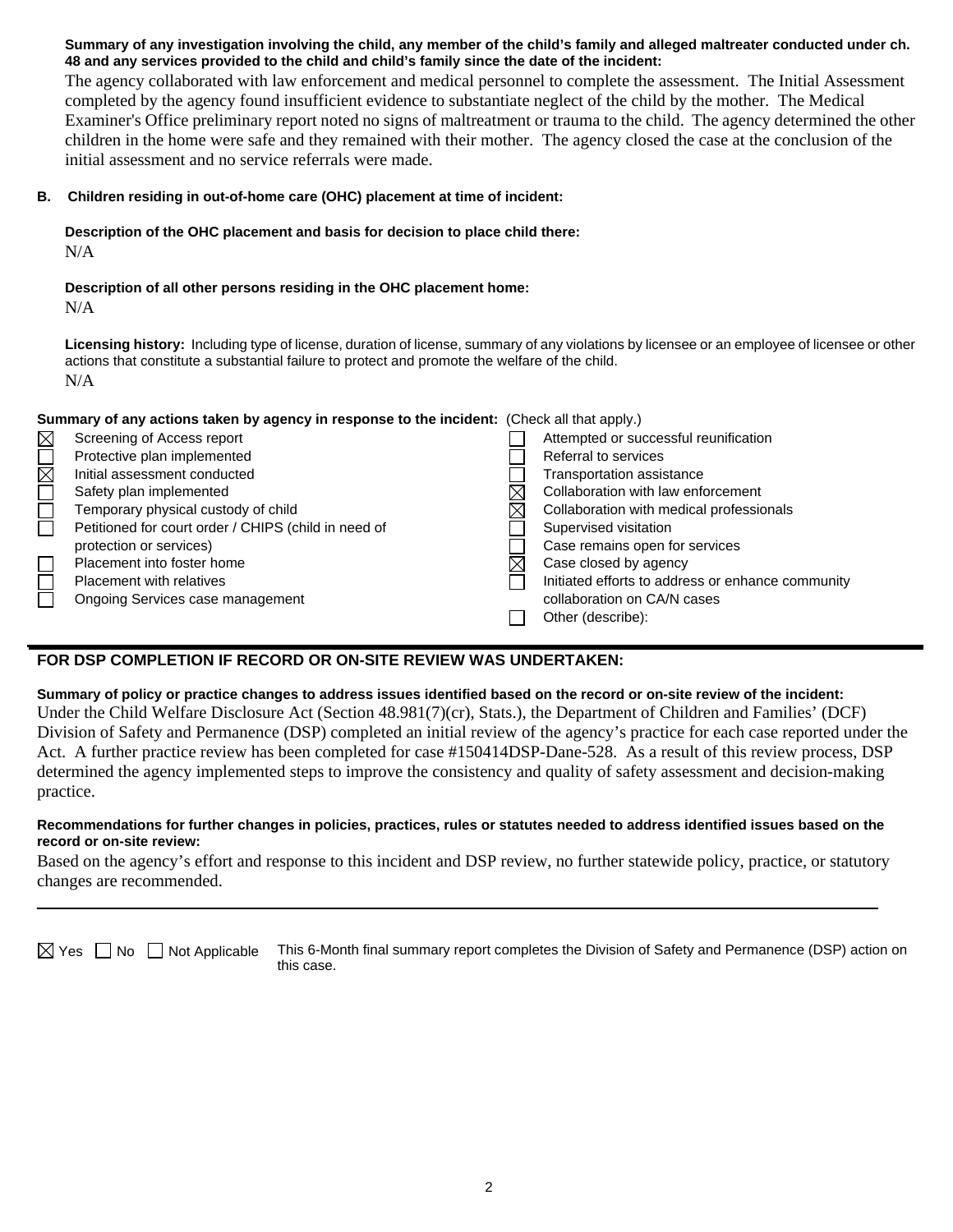**Summary of any investigation involving the child, any member of the child's family and alleged maltreater conducted under ch. 48 and any services provided to the child and child's family since the date of the incident:**

The agency collaborated with law enforcement and medical personnel to complete the assessment. The Initial Assessment completed by the agency found insufficient evidence to substantiate neglect of the child by the mother. The Medical Examiner's Office preliminary report noted no signs of maltreatment or trauma to the child. The agency determined the other children in the home were safe and they remained with their mother. The agency closed the case at the conclusion of the initial assessment and no service referrals were made.

**B. Children residing in out-of-home care (OHC) placement at time of incident:**

**Description of the OHC placement and basis for decision to place child there:**

N/A

**Description of all other persons residing in the OHC placement home:**

N/A

**Licensing history:** Including type of license, duration of license, summary of any violations by licensee or an employee of licensee or other actions that constitute a substantial failure to protect and promote the welfare of the child.

N/A

**Summary of any actions taken by agency in response to the incident:** (Check all that apply.)

- [x] Screening of Access report
- [ ] Protective plan implemented
- [x] Initial assessment conducted
- [ ] Safety plan implemented
- [ ] Temporary physical custody of child
- [ ] Petitioned for court order / CHIPS (child in need of protection or services)
- [ ] Placement into foster home
- [ ] Placement with relatives
- [ ] Ongoing Services case management
- [ ] Attempted or successful reunification
- [ ] Referral to services
- [ ] Transportation assistance
- [x] Collaboration with law enforcement
- [x] Collaboration with medical professionals
- [ ] Supervised visitation
- [ ] Case remains open for services
- [x] Case closed by agency
- [ ] Initiated efforts to address or enhance community collaboration on CA/N cases
- [ ] Other (describe):

## FOR DSP COMPLETION IF RECORD OR ON-SITE REVIEW WAS UNDERTAKEN:

**Summary of policy or practice changes to address issues identified based on the record or on-site review of the incident:**

Under the Child Welfare Disclosure Act (Section 48.981(7)(cr), Stats.), the Department of Children and Families' (DCF) Division of Safety and Permanence (DSP) completed an initial review of the agency's practice for each case reported under the Act. A further practice review has been completed for case #150414DSP-Dane-528. As a result of this review process, DSP determined the agency implemented steps to improve the consistency and quality of safety assessment and decision-making practice.

**Recommendations for further changes in policies, practices, rules or statutes needed to address identified issues based on the record or on-site review:**

Based on the agency's effort and response to this incident and DSP review, no further statewide policy, practice, or statutory changes are recommended.

---

- [x] Yes
- [ ] No
- [ ] Not Applicable

This 6-Month final summary report completes the Division of Safety and Permanence (DSP) action on this case.